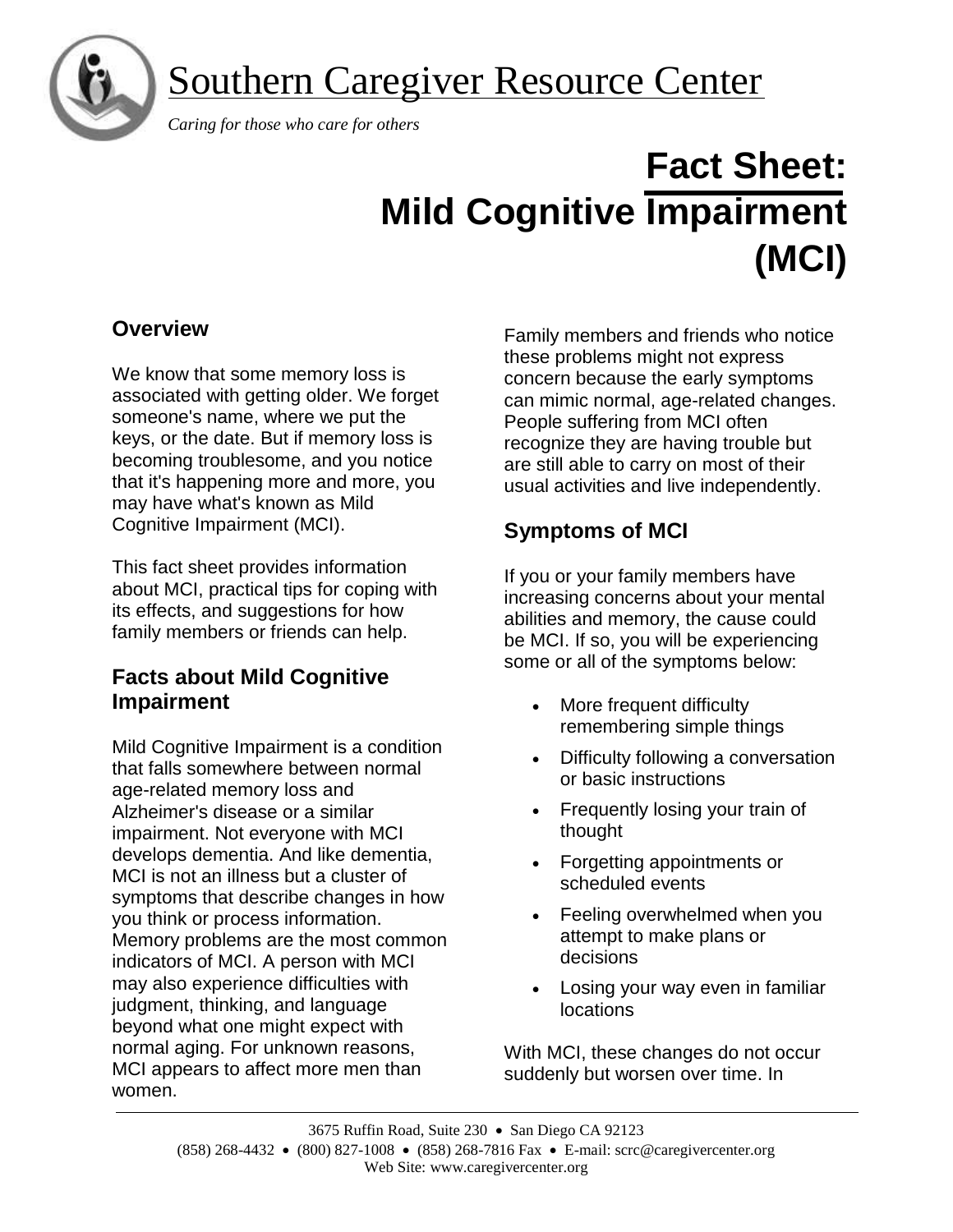Southern Caregiver Resource Center

*Caring for those who care for others*

# Fact Sheet: Mild Cognitive Impairment (MCI)

## Overview

We know that some memory loss is associated with getting older. We forget someone's name, where we put the keys, or the date. But if memory loss is becoming troublesome, and you notice that it's happening more and more, you may have what's known as Mild Cognitive Impairment (MCI).

This fact sheet provides information about MCI, practical tips for coping with its effects, and suggestions for how family members or friends can help.

## Facts about Mild Cognitive Impairment

Mild Cognitive Impairment is a condition that falls somewhere between normal age-related memory loss and Alzheimer's disease or a similar impairment. Not everyone with MCI develops dementia. And like dementia, MCI is not an illness but a cluster of symptoms that describe changes in how you think or process information. Memory problems are the most common indicators of MCI. A person with MCI may also experience difficulties with judgment, thinking, and language beyond what one might expect with normal aging. For unknown reasons, MCI appears to affect more men than women.

Family members and friends who notice these problems might not express concern because the early symptoms can mimic normal, age-related changes. People suffering from MCI often recognize they are having trouble but are still able to carry on most of their usual activities and live independently.

## Symptoms of MCI

If you or your family members have increasing concerns about your mental abilities and memory, the cause could be MCI. If so, you will be experiencing some or all of the symptoms below:

- More frequent difficulty remembering simple things
- Difficulty following a conversation or basic instructions
- Frequently losing your train of thought
- Forgetting appointments or scheduled events
- Feeling overwhelmed when you attempt to make plans or decisions
- Losing your way even in familiar locations

With MCI, these changes do not occur suddenly but worsen over time. In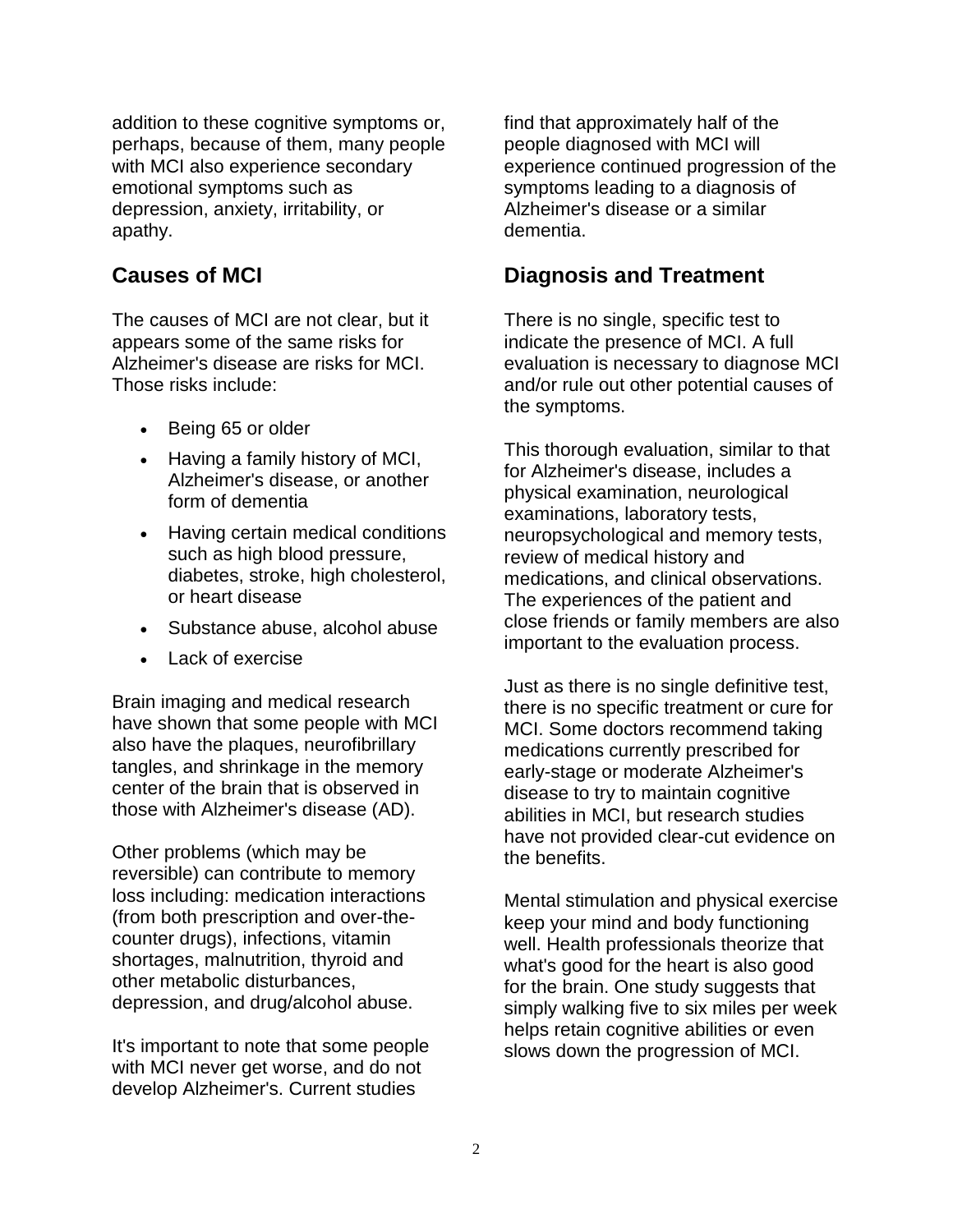addition to these cognitive symptoms or, perhaps, because of them, many people with MCI also experience secondary emotional symptoms such as depression, anxiety, irritability, or apathy.

## Causes of MCI

The causes of MCI are not clear, but it appears some of the same risks for Alzheimer's disease are risks for MCI. Those risks include:

- Being 65 or older
- Having a family history of MCI, Alzheimer's disease, or another form of dementia
- Having certain medical conditions such as high blood pressure, diabetes, stroke, high cholesterol, or heart disease
- Substance abuse, alcohol abuse
- Lack of exercise

Brain imaging and medical research have shown that some people with MCI also have the plaques, neurofibrillary tangles, and shrinkage in the memory center of the brain that is observed in those with Alzheimer's disease (AD).

Other problems (which may be reversible) can contribute to memory loss including: medication interactions (from both prescription and over-the-counter drugs), infections, vitamin shortages, malnutrition, thyroid and other metabolic disturbances, depression, and drug/alcohol abuse.

It's important to note that some people with MCI never get worse, and do not develop Alzheimer's. Current studies find that approximately half of the people diagnosed with MCI will experience continued progression of the symptoms leading to a diagnosis of Alzheimer's disease or a similar dementia.

## Diagnosis and Treatment

There is no single, specific test to indicate the presence of MCI. A full evaluation is necessary to diagnose MCI and/or rule out other potential causes of the symptoms.

This thorough evaluation, similar to that for Alzheimer's disease, includes a physical examination, neurological examinations, laboratory tests, neuropsychological and memory tests, review of medical history and medications, and clinical observations. The experiences of the patient and close friends or family members are also important to the evaluation process.

Just as there is no single definitive test, there is no specific treatment or cure for MCI. Some doctors recommend taking medications currently prescribed for early-stage or moderate Alzheimer's disease to try to maintain cognitive abilities in MCI, but research studies have not provided clear-cut evidence on the benefits.

Mental stimulation and physical exercise keep your mind and body functioning well. Health professionals theorize that what's good for the heart is also good for the brain. One study suggests that simply walking five to six miles per week helps retain cognitive abilities or even slows down the progression of MCI.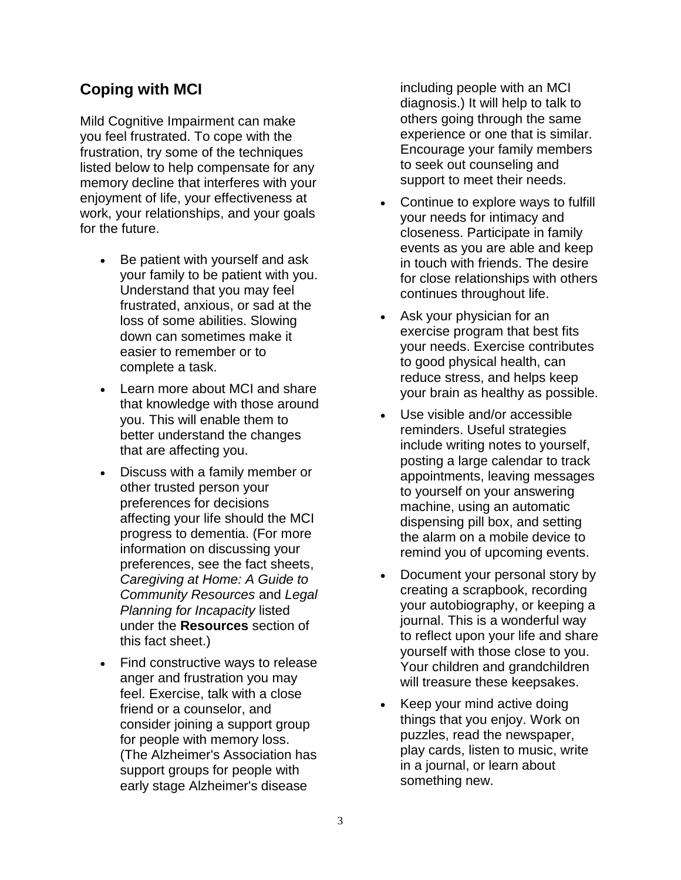## Coping with MCI

Mild Cognitive Impairment can make you feel frustrated. To cope with the frustration, try some of the techniques listed below to help compensate for any memory decline that interferes with your enjoyment of life, your effectiveness at work, your relationships, and your goals for the future.

- Be patient with yourself and ask your family to be patient with you. Understand that you may feel frustrated, anxious, or sad at the loss of some abilities. Slowing down can sometimes make it easier to remember or to complete a task.
- Learn more about MCI and share that knowledge with those around you. This will enable them to better understand the changes that are affecting you.
- Discuss with a family member or other trusted person your preferences for decisions affecting your life should the MCI progress to dementia. (For more information on discussing your preferences, see the fact sheets, *Caregiving at Home: A Guide to Community Resources* and *Legal Planning for Incapacity* listed under the **Resources** section of this fact sheet.)
- Find constructive ways to release anger and frustration you may feel. Exercise, talk with a close friend or a counselor, and consider joining a support group for people with memory loss. (The Alzheimer's Association has support groups for people with early stage Alzheimer's disease including people with an MCI diagnosis.) It will help to talk to others going through the same experience or one that is similar. Encourage your family members to seek out counseling and support to meet their needs.
- Continue to explore ways to fulfill your needs for intimacy and closeness. Participate in family events as you are able and keep in touch with friends. The desire for close relationships with others continues throughout life.
- Ask your physician for an exercise program that best fits your needs. Exercise contributes to good physical health, can reduce stress, and helps keep your brain as healthy as possible.
- Use visible and/or accessible reminders. Useful strategies include writing notes to yourself, posting a large calendar to track appointments, leaving messages to yourself on your answering machine, using an automatic dispensing pill box, and setting the alarm on a mobile device to remind you of upcoming events.
- Document your personal story by creating a scrapbook, recording your autobiography, or keeping a journal. This is a wonderful way to reflect upon your life and share yourself with those close to you. Your children and grandchildren will treasure these keepsakes.
- Keep your mind active doing things that you enjoy. Work on puzzles, read the newspaper, play cards, listen to music, write in a journal, or learn about something new.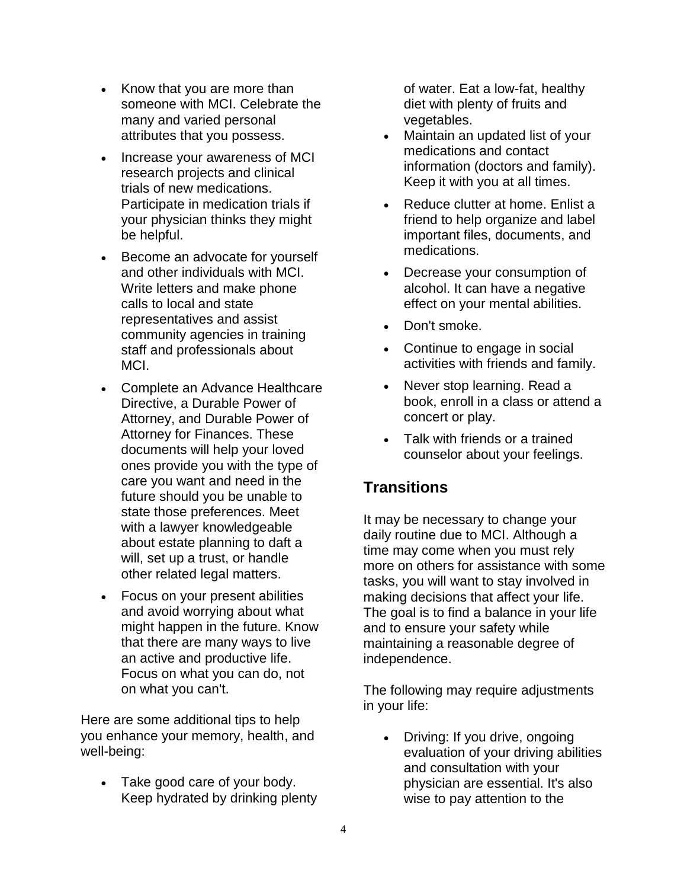- Know that you are more than someone with MCI. Celebrate the many and varied personal attributes that you possess.
- Increase your awareness of MCI research projects and clinical trials of new medications. Participate in medication trials if your physician thinks they might be helpful.
- Become an advocate for yourself and other individuals with MCI. Write letters and make phone calls to local and state representatives and assist community agencies in training staff and professionals about MCI.
- Complete an Advance Healthcare Directive, a Durable Power of Attorney, and Durable Power of Attorney for Finances. These documents will help your loved ones provide you with the type of care you want and need in the future should you be unable to state those preferences. Meet with a lawyer knowledgeable about estate planning to daft a will, set up a trust, or handle other related legal matters.
- Focus on your present abilities and avoid worrying about what might happen in the future. Know that there are many ways to live an active and productive life. Focus on what you can do, not on what you can't.

Here are some additional tips to help you enhance your memory, health, and well-being:

- Take good care of your body. Keep hydrated by drinking plenty of water. Eat a low-fat, healthy diet with plenty of fruits and vegetables.
- Maintain an updated list of your medications and contact information (doctors and family). Keep it with you at all times.
- Reduce clutter at home. Enlist a friend to help organize and label important files, documents, and medications.
- Decrease your consumption of alcohol. It can have a negative effect on your mental abilities.
- Don't smoke.
- Continue to engage in social activities with friends and family.
- Never stop learning. Read a book, enroll in a class or attend a concert or play.
- Talk with friends or a trained counselor about your feelings.

## Transitions

It may be necessary to change your daily routine due to MCI. Although a time may come when you must rely more on others for assistance with some tasks, you will want to stay involved in making decisions that affect your life. The goal is to find a balance in your life and to ensure your safety while maintaining a reasonable degree of independence.

The following may require adjustments in your life:

- Driving: If you drive, ongoing evaluation of your driving abilities and consultation with your physician are essential. It's also wise to pay attention to the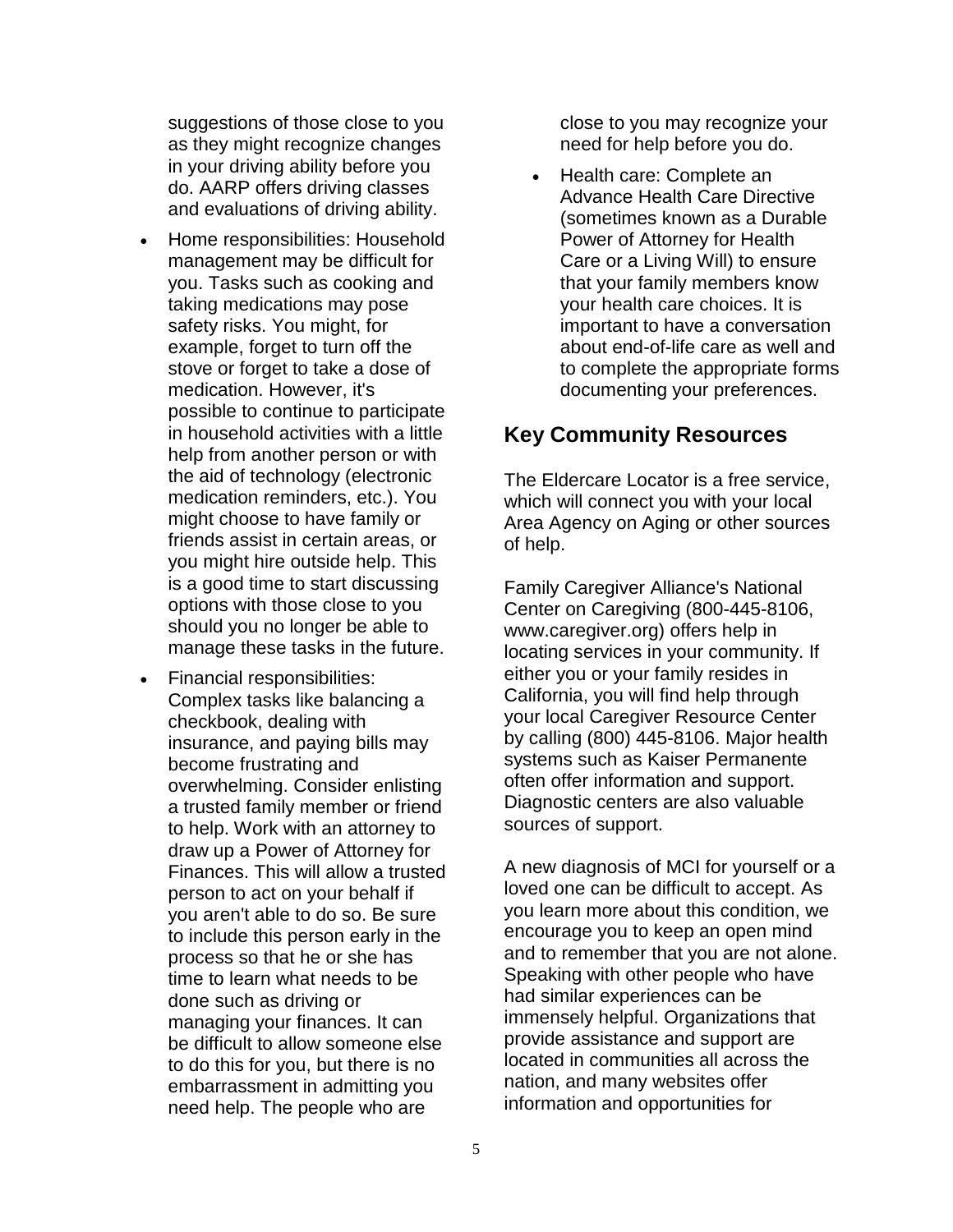suggestions of those close to you as they might recognize changes in your driving ability before you do. AARP offers driving classes and evaluations of driving ability.

- Home responsibilities: Household management may be difficult for you. Tasks such as cooking and taking medications may pose safety risks. You might, for example, forget to turn off the stove or forget to take a dose of medication. However, it's possible to continue to participate in household activities with a little help from another person or with the aid of technology (electronic medication reminders, etc.). You might choose to have family or friends assist in certain areas, or you might hire outside help. This is a good time to start discussing options with those close to you should you no longer be able to manage these tasks in the future.
- Financial responsibilities: Complex tasks like balancing a checkbook, dealing with insurance, and paying bills may become frustrating and overwhelming. Consider enlisting a trusted family member or friend to help. Work with an attorney to draw up a Power of Attorney for Finances. This will allow a trusted person to act on your behalf if you aren't able to do so. Be sure to include this person early in the process so that he or she has time to learn what needs to be done such as driving or managing your finances. It can be difficult to allow someone else to do this for you, but there is no embarrassment in admitting you need help. The people who are close to you may recognize your need for help before you do.
- Health care: Complete an Advance Health Care Directive (sometimes known as a Durable Power of Attorney for Health Care or a Living Will) to ensure that your family members know your health care choices. It is important to have a conversation about end-of-life care as well and to complete the appropriate forms documenting your preferences.

## Key Community Resources

The Eldercare Locator is a free service, which will connect you with your local Area Agency on Aging or other sources of help.

Family Caregiver Alliance's National Center on Caregiving (800-445-8106, www.caregiver.org) offers help in locating services in your community. If either you or your family resides in California, you will find help through your local Caregiver Resource Center by calling (800) 445-8106. Major health systems such as Kaiser Permanente often offer information and support. Diagnostic centers are also valuable sources of support.

A new diagnosis of MCI for yourself or a loved one can be difficult to accept. As you learn more about this condition, we encourage you to keep an open mind and to remember that you are not alone. Speaking with other people who have had similar experiences can be immensely helpful. Organizations that provide assistance and support are located in communities all across the nation, and many websites offer information and opportunities for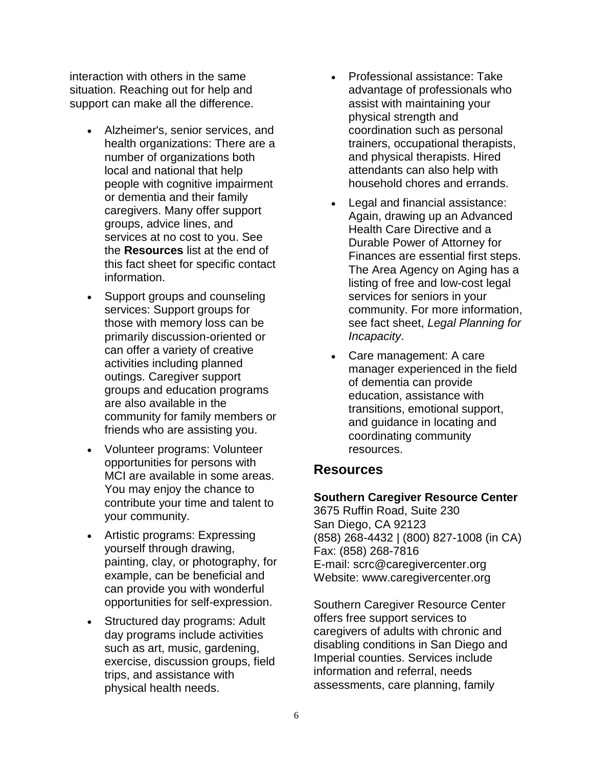interaction with others in the same situation. Reaching out for help and support can make all the difference.

- Alzheimer's, senior services, and health organizations: There are a number of organizations both local and national that help people with cognitive impairment or dementia and their family caregivers. Many offer support groups, advice lines, and services at no cost to you. See the **Resources** list at the end of this fact sheet for specific contact information.
- Support groups and counseling services: Support groups for those with memory loss can be primarily discussion-oriented or can offer a variety of creative activities including planned outings. Caregiver support groups and education programs are also available in the community for family members or friends who are assisting you.
- Volunteer programs: Volunteer opportunities for persons with MCI are available in some areas. You may enjoy the chance to contribute your time and talent to your community.
- Artistic programs: Expressing yourself through drawing, painting, clay, or photography, for example, can be beneficial and can provide you with wonderful opportunities for self-expression.
- Structured day programs: Adult day programs include activities such as art, music, gardening, exercise, discussion groups, field trips, and assistance with physical health needs.
- Professional assistance: Take advantage of professionals who assist with maintaining your physical strength and coordination such as personal trainers, occupational therapists, and physical therapists. Hired attendants can also help with household chores and errands.
- Legal and financial assistance: Again, drawing up an Advanced Health Care Directive and a Durable Power of Attorney for Finances are essential first steps. The Area Agency on Aging has a listing of free and low-cost legal services for seniors in your community. For more information, see fact sheet, *Legal Planning for Incapacity*.
- Care management: A care manager experienced in the field of dementia can provide education, assistance with transitions, emotional support, and guidance in locating and coordinating community resources.

## Resources

**Southern Caregiver Resource Center**
3675 Ruffin Road, Suite 230
San Diego, CA 92123
(858) 268-4432 | (800) 827-1008 (in CA)
Fax: (858) 268-7816
E-mail: scrc@caregivercenter.org
Website: www.caregivercenter.org

Southern Caregiver Resource Center offers free support services to caregivers of adults with chronic and disabling conditions in San Diego and Imperial counties. Services include information and referral, needs assessments, care planning, family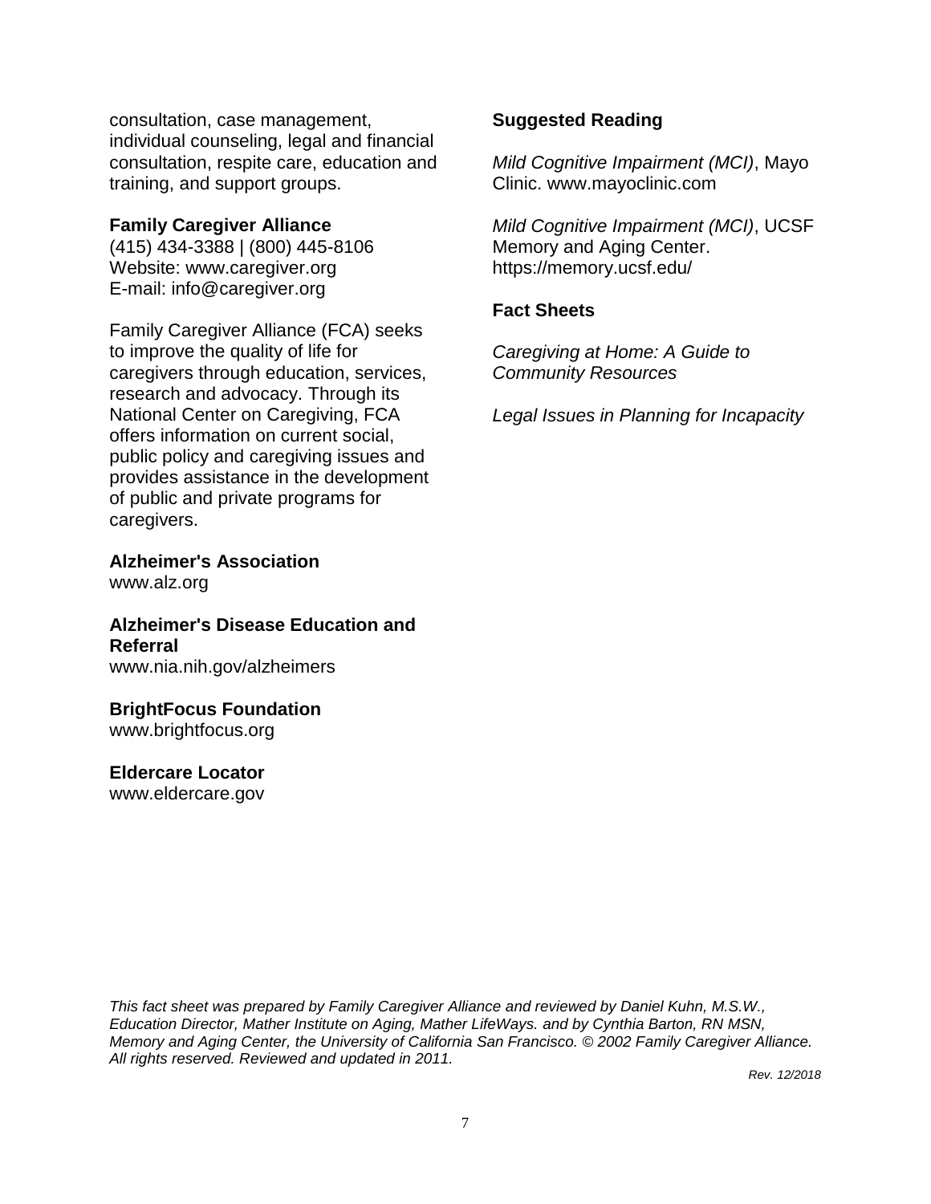consultation, case management, individual counseling, legal and financial consultation, respite care, education and training, and support groups.

**Family Caregiver Alliance**
(415) 434-3388 | (800) 445-8106
Website: www.caregiver.org
E-mail: info@caregiver.org

Family Caregiver Alliance (FCA) seeks to improve the quality of life for caregivers through education, services, research and advocacy. Through its National Center on Caregiving, FCA offers information on current social, public policy and caregiving issues and provides assistance in the development of public and private programs for caregivers.

**Alzheimer's Association**
www.alz.org

**Alzheimer's Disease Education and Referral**
www.nia.nih.gov/alzheimers

**BrightFocus Foundation**
www.brightfocus.org

**Eldercare Locator**
www.eldercare.gov

**Suggested Reading**

*Mild Cognitive Impairment (MCI)*, Mayo Clinic. www.mayoclinic.com

*Mild Cognitive Impairment (MCI)*, UCSF Memory and Aging Center. https://memory.ucsf.edu/

**Fact Sheets**

*Caregiving at Home: A Guide to Community Resources*

*Legal Issues in Planning for Incapacity*

*This fact sheet was prepared by Family Caregiver Alliance and reviewed by Daniel Kuhn, M.S.W., Education Director, Mather Institute on Aging, Mather LifeWays. and by Cynthia Barton, RN MSN, Memory and Aging Center, the University of California San Francisco. © 2002 Family Caregiver Alliance. All rights reserved. Reviewed and updated in 2011.*

*Rev. 12/2018*